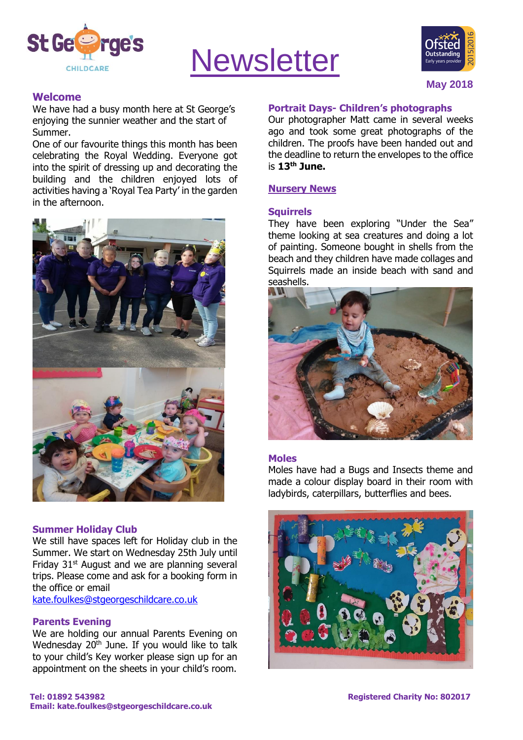# Newsletter

**May 2018**

## Welcome

We have had a busy month here at St George's enjoying the sunnier weather and the start of Summer.

One of our favourite things this month has been celebrating the Royal Wedding. Everyone got into the spirit of dressing up and decorating the building and the children enjoyed lots of activities having a 'Royal Tea Party' in the garden in the afternoon.

## Summer Holiday Club

We still have spaces left for Holiday club in the Summer. We start on Wednesday 25th July until Friday 31st August and we are planning several trips. Please come and ask for a booking form in the office or email kate.foulkes@stgeorgeschildcare.co.uk

## Parents Evening

We are holding our annual Parents Evening on Wednesday 20th June. If you would like to talk to your child's Key worker please sign up for an appointment on the sheets in your child's room.

## Portrait Days- Children's photographs

Our photographer Matt came in several weeks ago and took some great photographs of the children. The proofs have been handed out and the deadline to return the envelopes to the office is **13th June.**

## Nursery News

### Squirrels

They have been exploring "Under the Sea" theme looking at sea creatures and doing a lot of painting. Someone bought in shells from the beach and they children have made collages and Squirrels made an inside beach with sand and seashells.

### Moles

Moles have had a Bugs and Insects theme and made a colour display board in their room with ladybirds, caterpillars, butterflies and bees.

**Tel: 01892 543982**
**Email: kate.foulkes@stgeorgeschildcare.co.uk**

**Registered Charity No: 802017**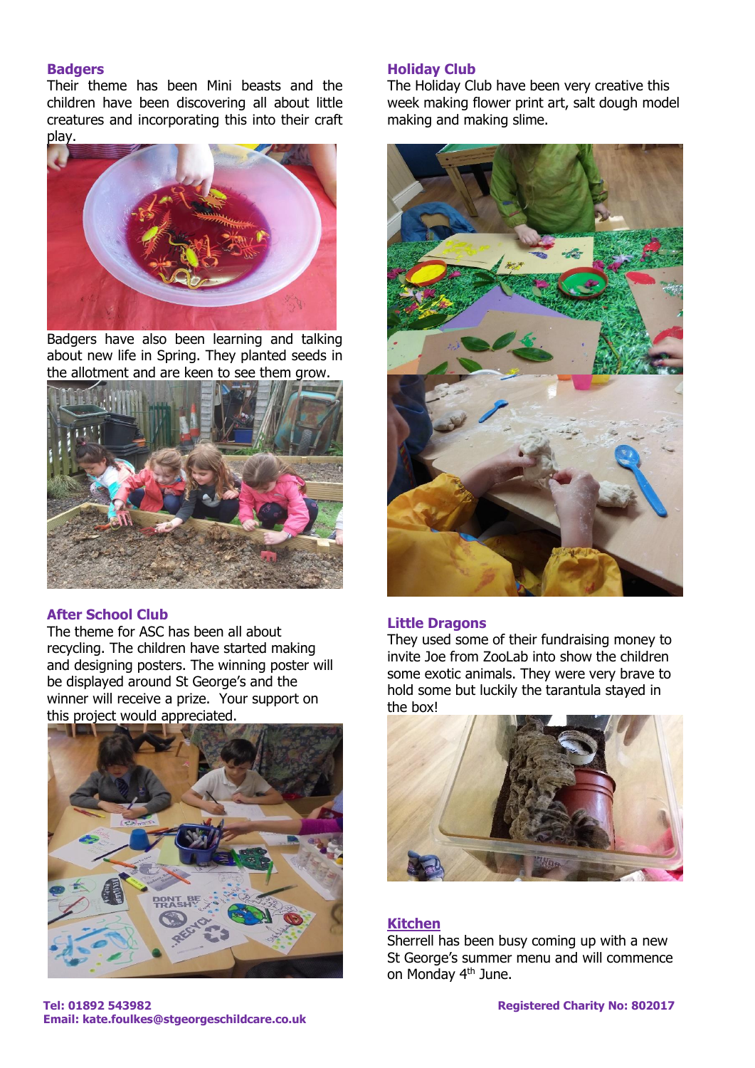### Badgers

Their theme has been Mini beasts and the children have been discovering all about little creatures and incorporating this into their craft play.

Badgers have also been learning and talking about new life in Spring. They planted seeds in the allotment and are keen to see them grow.

### After School Club

The theme for ASC has been all about recycling. The children have started making and designing posters. The winning poster will be displayed around St George's and the winner will receive a prize. Your support on this project would appreciated.

### Holiday Club

The Holiday Club have been very creative this week making flower print art, salt dough model making and making slime.

### Little Dragons

They used some of their fundraising money to invite Joe from ZooLab into show the children some exotic animals. They were very brave to hold some but luckily the tarantula stayed in the box!

### Kitchen

Sherrell has been busy coming up with a new St George's summer menu and will commence on Monday 4th June.

**Tel: 01892 543982**
**Email: kate.foulkes@stgeorgeschildcare.co.uk**

**Registered Charity No: 802017**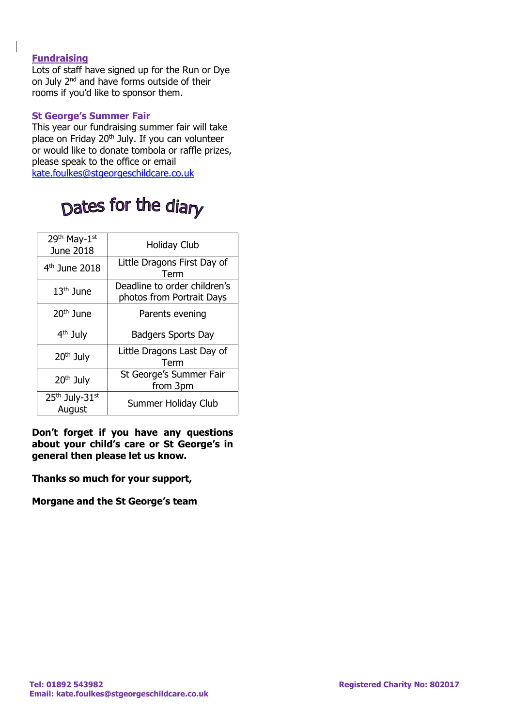## Fundraising

Lots of staff have signed up for the Run or Dye on July 2nd and have forms outside of their rooms if you'd like to sponsor them.

### St George's Summer Fair

This year our fundraising summer fair will take place on Friday 20th July. If you can volunteer or would like to donate tombola or raffle prizes, please speak to the office or email kate.foulkes@stgeorgeschildcare.co.uk

## Dates for the diary

| | |
|---|---|
| 29th May-1st June 2018 | Holiday Club |
| 4th June 2018 | Little Dragons First Day of Term |
| 13th June | Deadline to order children's photos from Portrait Days |
| 20th June | Parents evening |
| 4th July | Badgers Sports Day |
| 20th July | Little Dragons Last Day of Term |
| 20th July | St George's Summer Fair from 3pm |
| 25th July-31st August | Summer Holiday Club |

**Don't forget if you have any questions about your child's care or St George's in general then please let us know.**

**Thanks so much for your support,**

**Morgane and the St George's team**

**Tel: 01892 543982**
**Email: kate.foulkes@stgeorgeschildcare.co.uk**

**Registered Charity No: 802017**